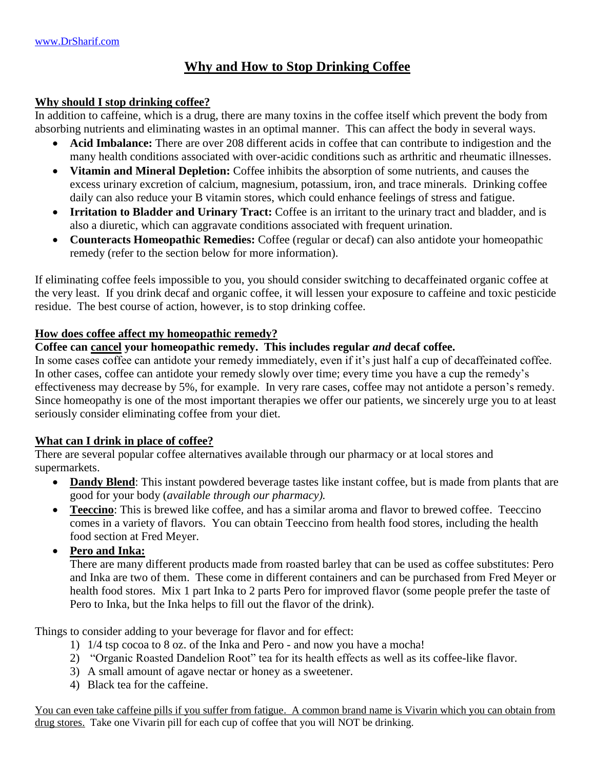www.DrSharif.com

# Why and How to Stop Drinking Coffee

## Why should I stop drinking coffee?

In addition to caffeine, which is a drug, there are many toxins in the coffee itself which prevent the body from absorbing nutrients and eliminating wastes in an optimal manner. This can affect the body in several ways.

- **Acid Imbalance:** There are over 208 different acids in coffee that can contribute to indigestion and the many health conditions associated with over-acidic conditions such as arthritic and rheumatic illnesses.
- **Vitamin and Mineral Depletion:** Coffee inhibits the absorption of some nutrients, and causes the excess urinary excretion of calcium, magnesium, potassium, iron, and trace minerals. Drinking coffee daily can also reduce your B vitamin stores, which could enhance feelings of stress and fatigue.
- **Irritation to Bladder and Urinary Tract:** Coffee is an irritant to the urinary tract and bladder, and is also a diuretic, which can aggravate conditions associated with frequent urination.
- **Counteracts Homeopathic Remedies:** Coffee (regular or decaf) can also antidote your homeopathic remedy (refer to the section below for more information).

If eliminating coffee feels impossible to you, you should consider switching to decaffeinated organic coffee at the very least. If you drink decaf and organic coffee, it will lessen your exposure to caffeine and toxic pesticide residue. The best course of action, however, is to stop drinking coffee.

## How does coffee affect my homeopathic remedy?

**Coffee can cancel your homeopathic remedy. This includes regular *and* decaf coffee.**

In some cases coffee can antidote your remedy immediately, even if it's just half a cup of decaffeinated coffee. In other cases, coffee can antidote your remedy slowly over time; every time you have a cup the remedy's effectiveness may decrease by 5%, for example. In very rare cases, coffee may not antidote a person's remedy. Since homeopathy is one of the most important therapies we offer our patients, we sincerely urge you to at least seriously consider eliminating coffee from your diet.

## What can I drink in place of coffee?

There are several popular coffee alternatives available through our pharmacy or at local stores and supermarkets.

- **Dandy Blend**: This instant powdered beverage tastes like instant coffee, but is made from plants that are good for your body (*available through our pharmacy).*
- **Teeccino**: This is brewed like coffee, and has a similar aroma and flavor to brewed coffee. Teeccino comes in a variety of flavors. You can obtain Teeccino from health food stores, including the health food section at Fred Meyer.
- **Pero and Inka:**
  There are many different products made from roasted barley that can be used as coffee substitutes: Pero and Inka are two of them. These come in different containers and can be purchased from Fred Meyer or health food stores. Mix 1 part Inka to 2 parts Pero for improved flavor (some people prefer the taste of Pero to Inka, but the Inka helps to fill out the flavor of the drink).

Things to consider adding to your beverage for flavor and for effect:

1) 1/4 tsp cocoa to 8 oz. of the Inka and Pero - and now you have a mocha!
2) "Organic Roasted Dandelion Root" tea for its health effects as well as its coffee-like flavor.
3) A small amount of agave nectar or honey as a sweetener.
4) Black tea for the caffeine.

You can even take caffeine pills if you suffer from fatigue. A common brand name is Vivarin which you can obtain from drug stores. Take one Vivarin pill for each cup of coffee that you will NOT be drinking.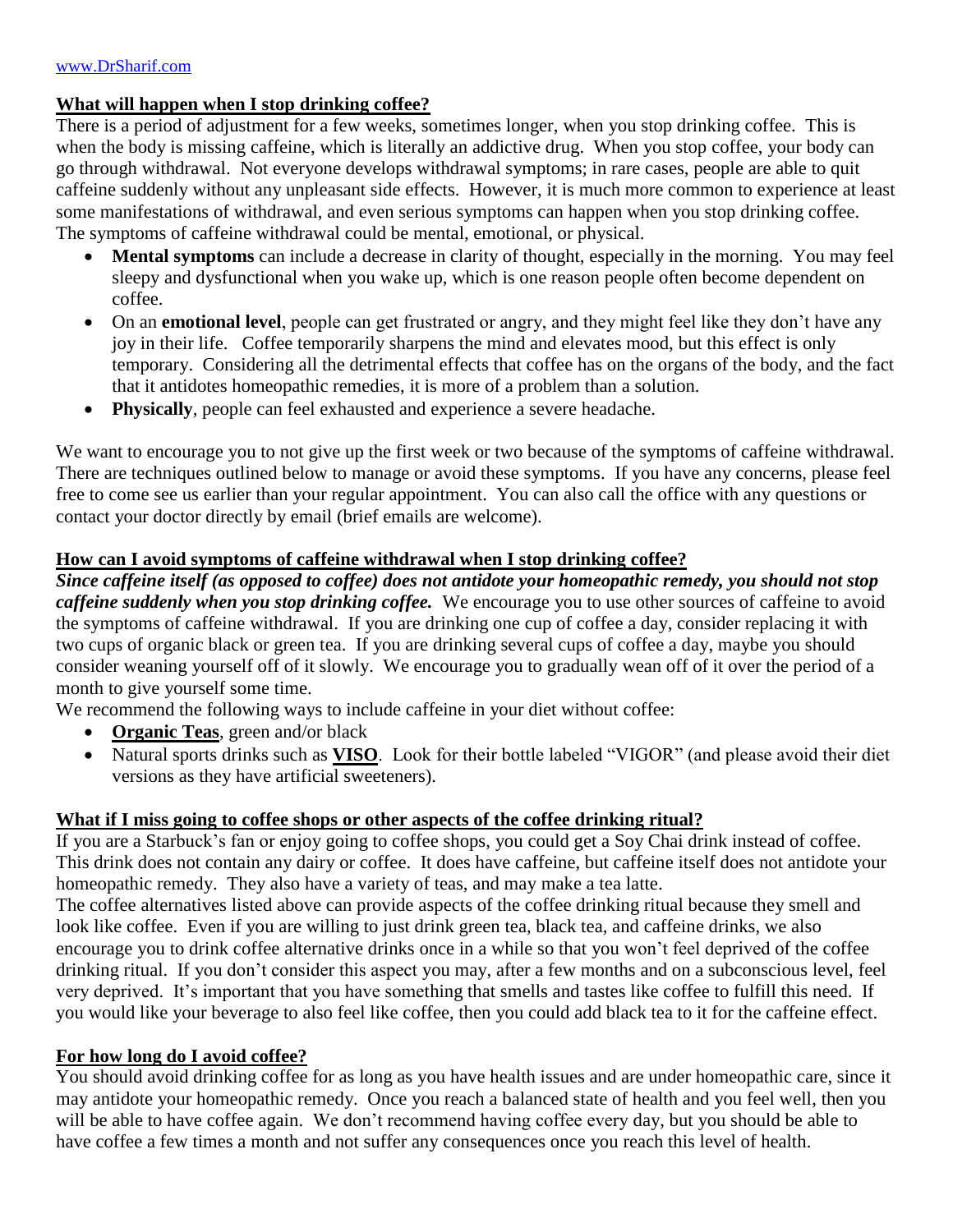www.DrSharif.com

## What will happen when I stop drinking coffee?

There is a period of adjustment for a few weeks, sometimes longer, when you stop drinking coffee. This is when the body is missing caffeine, which is literally an addictive drug. When you stop coffee, your body can go through withdrawal. Not everyone develops withdrawal symptoms; in rare cases, people are able to quit caffeine suddenly without any unpleasant side effects. However, it is much more common to experience at least some manifestations of withdrawal, and even serious symptoms can happen when you stop drinking coffee. The symptoms of caffeine withdrawal could be mental, emotional, or physical.

- **Mental symptoms** can include a decrease in clarity of thought, especially in the morning. You may feel sleepy and dysfunctional when you wake up, which is one reason people often become dependent on coffee.
- On an **emotional level**, people can get frustrated or angry, and they might feel like they don't have any joy in their life. Coffee temporarily sharpens the mind and elevates mood, but this effect is only temporary. Considering all the detrimental effects that coffee has on the organs of the body, and the fact that it antidotes homeopathic remedies, it is more of a problem than a solution.
- **Physically**, people can feel exhausted and experience a severe headache.

We want to encourage you to not give up the first week or two because of the symptoms of caffeine withdrawal. There are techniques outlined below to manage or avoid these symptoms. If you have any concerns, please feel free to come see us earlier than your regular appointment. You can also call the office with any questions or contact your doctor directly by email (brief emails are welcome).

## How can I avoid symptoms of caffeine withdrawal when I stop drinking coffee?

***Since caffeine itself (as opposed to coffee) does not antidote your homeopathic remedy, you should not stop caffeine suddenly when you stop drinking coffee.*** We encourage you to use other sources of caffeine to avoid the symptoms of caffeine withdrawal. If you are drinking one cup of coffee a day, consider replacing it with two cups of organic black or green tea. If you are drinking several cups of coffee a day, maybe you should consider weaning yourself off of it slowly. We encourage you to gradually wean off of it over the period of a month to give yourself some time.

We recommend the following ways to include caffeine in your diet without coffee:

- **Organic Teas**, green and/or black
- Natural sports drinks such as **VISO**. Look for their bottle labeled "VIGOR" (and please avoid their diet versions as they have artificial sweeteners).

## What if I miss going to coffee shops or other aspects of the coffee drinking ritual?

If you are a Starbuck's fan or enjoy going to coffee shops, you could get a Soy Chai drink instead of coffee. This drink does not contain any dairy or coffee. It does have caffeine, but caffeine itself does not antidote your homeopathic remedy. They also have a variety of teas, and may make a tea latte.

The coffee alternatives listed above can provide aspects of the coffee drinking ritual because they smell and look like coffee. Even if you are willing to just drink green tea, black tea, and caffeine drinks, we also encourage you to drink coffee alternative drinks once in a while so that you won't feel deprived of the coffee drinking ritual. If you don't consider this aspect you may, after a few months and on a subconscious level, feel very deprived. It's important that you have something that smells and tastes like coffee to fulfill this need. If you would like your beverage to also feel like coffee, then you could add black tea to it for the caffeine effect.

## For how long do I avoid coffee?

You should avoid drinking coffee for as long as you have health issues and are under homeopathic care, since it may antidote your homeopathic remedy. Once you reach a balanced state of health and you feel well, then you will be able to have coffee again. We don't recommend having coffee every day, but you should be able to have coffee a few times a month and not suffer any consequences once you reach this level of health.